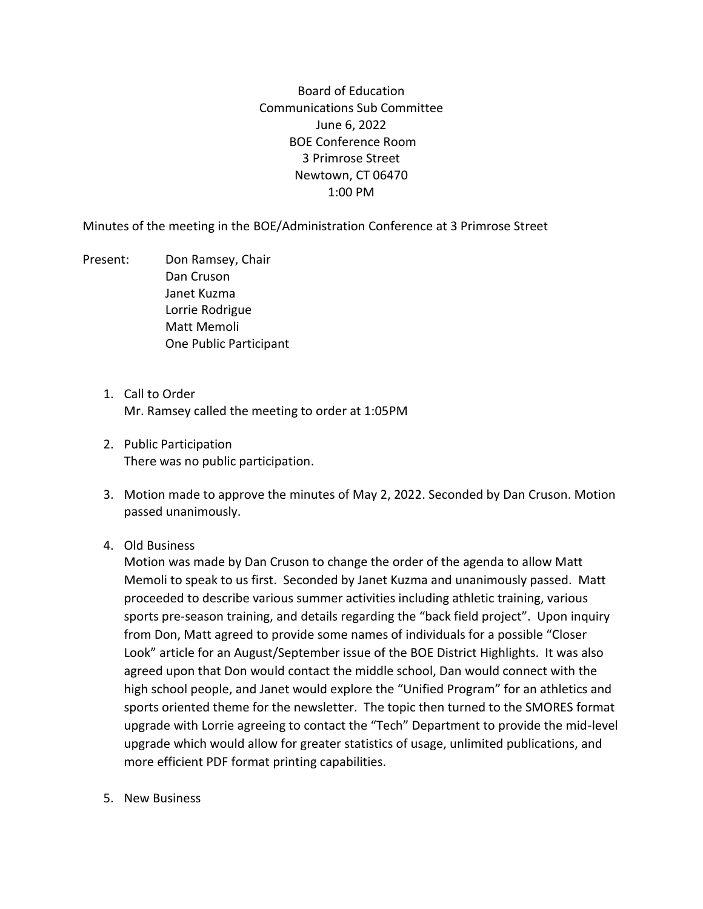Board of Education
Communications Sub Committee
June 6, 2022
BOE Conference Room
3 Primrose Street
Newtown, CT 06470
1:00 PM

Minutes of the meeting in the BOE/Administration Conference at 3 Primrose Street

Present: Don Ramsey, Chair
Dan Cruson
Janet Kuzma
Lorrie Rodrigue
Matt Memoli
One Public Participant

1. Call to Order
   Mr. Ramsey called the meeting to order at 1:05PM

2. Public Participation
   There was no public participation.

3. Motion made to approve the minutes of May 2, 2022. Seconded by Dan Cruson. Motion passed unanimously.

4. Old Business
   Motion was made by Dan Cruson to change the order of the agenda to allow Matt Memoli to speak to us first. Seconded by Janet Kuzma and unanimously passed. Matt proceeded to describe various summer activities including athletic training, various sports pre-season training, and details regarding the "back field project". Upon inquiry from Don, Matt agreed to provide some names of individuals for a possible "Closer Look" article for an August/September issue of the BOE District Highlights. It was also agreed upon that Don would contact the middle school, Dan would connect with the high school people, and Janet would explore the "Unified Program" for an athletics and sports oriented theme for the newsletter. The topic then turned to the SMORES format upgrade with Lorrie agreeing to contact the "Tech" Department to provide the mid-level upgrade which would allow for greater statistics of usage, unlimited publications, and more efficient PDF format printing capabilities.

5. New Business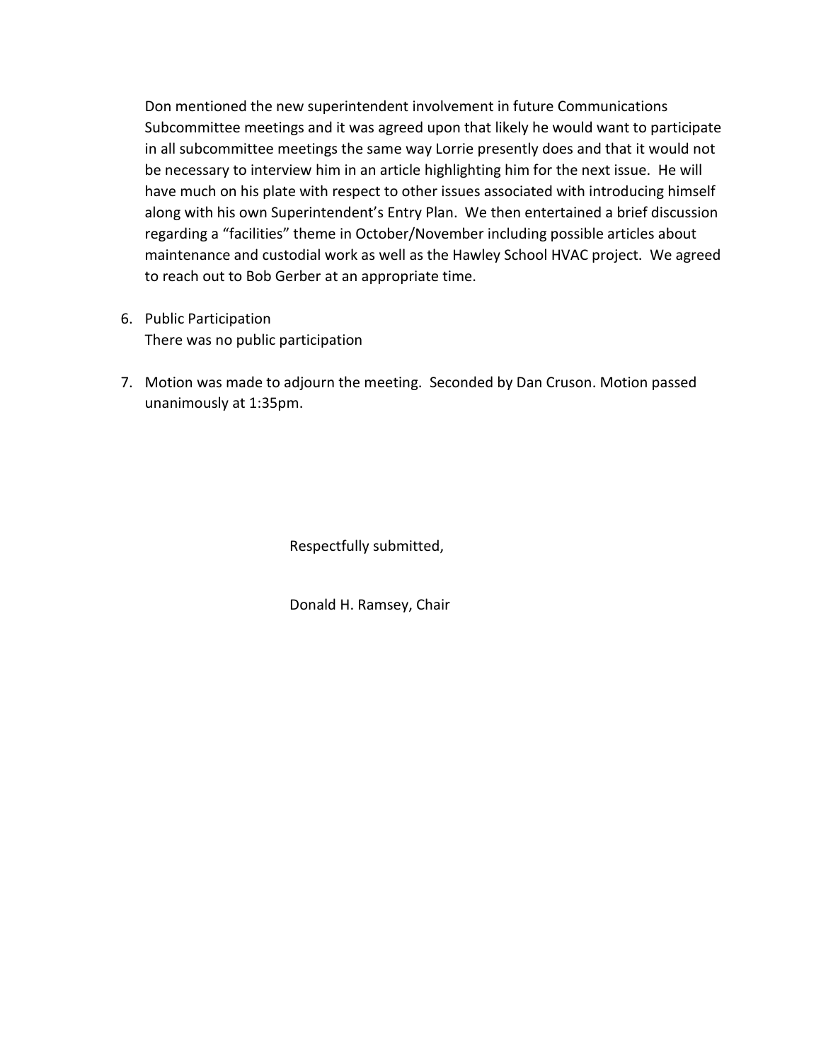Don mentioned the new superintendent involvement in future Communications Subcommittee meetings and it was agreed upon that likely he would want to participate in all subcommittee meetings the same way Lorrie presently does and that it would not be necessary to interview him in an article highlighting him for the next issue. He will have much on his plate with respect to other issues associated with introducing himself along with his own Superintendent's Entry Plan. We then entertained a brief discussion regarding a "facilities" theme in October/November including possible articles about maintenance and custodial work as well as the Hawley School HVAC project. We agreed to reach out to Bob Gerber at an appropriate time.

6. Public Participation
   There was no public participation

7. Motion was made to adjourn the meeting. Seconded by Dan Cruson. Motion passed unanimously at 1:35pm.

Respectfully submitted,

Donald H. Ramsey, Chair